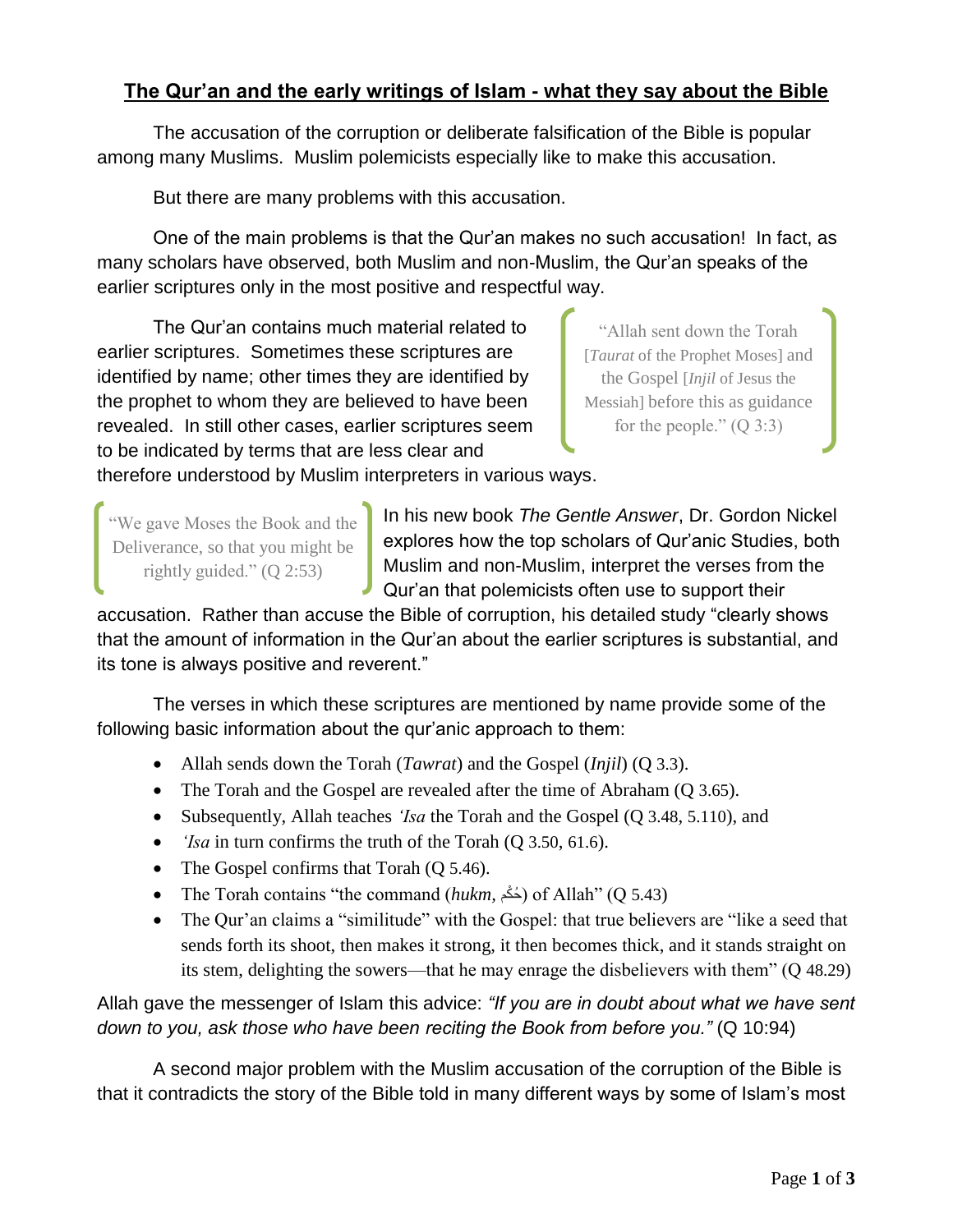## The Qur'an and the early writings of Islam - what they say about the Bible

The accusation of the corruption or deliberate falsification of the Bible is popular among many Muslims. Muslim polemicists especially like to make this accusation.

But there are many problems with this accusation.

One of the main problems is that the Qur'an makes no such accusation! In fact, as many scholars have observed, both Muslim and non-Muslim, the Qur'an speaks of the earlier scriptures only in the most positive and respectful way.

The Qur'an contains much material related to earlier scriptures. Sometimes these scriptures are identified by name; other times they are identified by the prophet to whom they are believed to have been revealed. In still other cases, earlier scriptures seem to be indicated by terms that are less clear and therefore understood by Muslim interpreters in various ways.

> "Allah sent down the Torah [*Taurat* of the Prophet Moses] and the Gospel [*Injil* of Jesus the Messiah] before this as guidance for the people." (Q 3:3)

> "We gave Moses the Book and the Deliverance, so that you might be rightly guided." (Q 2:53)

In his new book *The Gentle Answer*, Dr. Gordon Nickel explores how the top scholars of Qur'anic Studies, both Muslim and non-Muslim, interpret the verses from the Qur'an that polemicists often use to support their accusation. Rather than accuse the Bible of corruption, his detailed study "clearly shows that the amount of information in the Qur'an about the earlier scriptures is substantial, and its tone is always positive and reverent."

The verses in which these scriptures are mentioned by name provide some of the following basic information about the qur'anic approach to them:

- Allah sends down the Torah (*Tawrat*) and the Gospel (*Injil*) (Q 3.3).
- The Torah and the Gospel are revealed after the time of Abraham (Q 3.65).
- Subsequently, Allah teaches *'Isa* the Torah and the Gospel (Q 3.48, 5.110), and
- *'Isa* in turn confirms the truth of the Torah (Q 3.50, 61.6).
- The Gospel confirms that Torah (Q 5.46).
- The Torah contains "the command (*hukm*, حُكْم) of Allah" (Q 5.43)
- The Qur'an claims a "similitude" with the Gospel: that true believers are "like a seed that sends forth its shoot, then makes it strong, it then becomes thick, and it stands straight on its stem, delighting the sowers—that he may enrage the disbelievers with them" (Q 48.29)

Allah gave the messenger of Islam this advice: *"If you are in doubt about what we have sent down to you, ask those who have been reciting the Book from before you."* (Q 10:94)

A second major problem with the Muslim accusation of the corruption of the Bible is that it contradicts the story of the Bible told in many different ways by some of Islam's most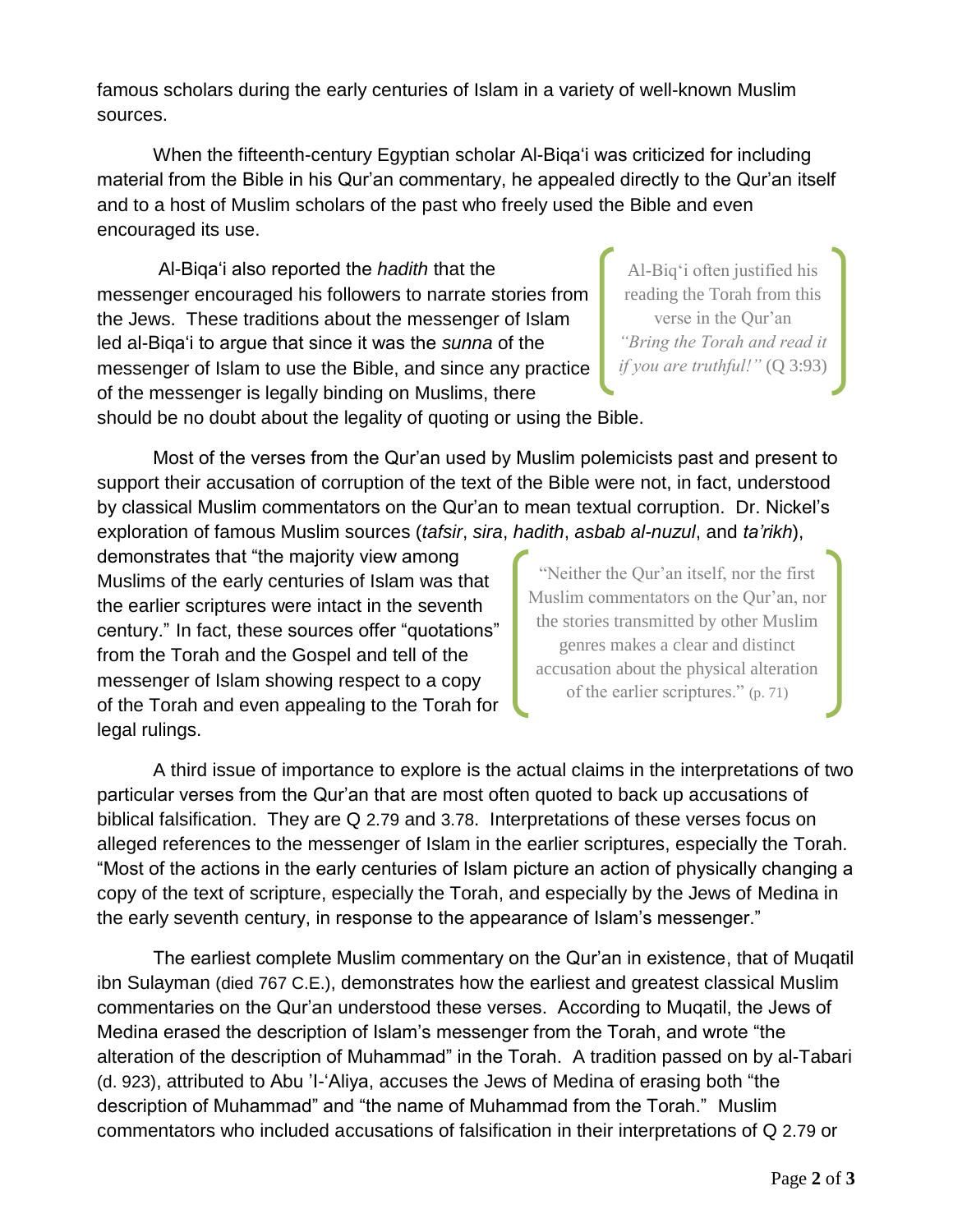famous scholars during the early centuries of Islam in a variety of well-known Muslim sources.

When the fifteenth-century Egyptian scholar Al-Biqaʻi was criticized for including material from the Bible in his Qur'an commentary, he appealed directly to the Qur'an itself and to a host of Muslim scholars of the past who freely used the Bible and even encouraged its use.

Al-Biqaʻi also reported the *hadith* that the messenger encouraged his followers to narrate stories from the Jews. These traditions about the messenger of Islam led al-Biqaʻi to argue that since it was the *sunna* of the messenger of Islam to use the Bible, and since any practice of the messenger is legally binding on Muslims, there should be no doubt about the legality of quoting or using the Bible.

> Al-Biqʻi often justified his reading the Torah from this verse in the Qur'an *"Bring the Torah and read it if you are truthful!"* (Q 3:93)

Most of the verses from the Qur'an used by Muslim polemicists past and present to support their accusation of corruption of the text of the Bible were not, in fact, understood by classical Muslim commentators on the Qur'an to mean textual corruption. Dr. Nickel's exploration of famous Muslim sources (*tafsir*, *sira*, *hadith*, *asbab al-nuzul*, and *ta'rikh*), demonstrates that "the majority view among Muslims of the early centuries of Islam was that the earlier scriptures were intact in the seventh century." In fact, these sources offer "quotations" from the Torah and the Gospel and tell of the messenger of Islam showing respect to a copy of the Torah and even appealing to the Torah for legal rulings.

> "Neither the Qur'an itself, nor the first Muslim commentators on the Qur'an, nor the stories transmitted by other Muslim genres makes a clear and distinct accusation about the physical alteration of the earlier scriptures." (p. 71)

A third issue of importance to explore is the actual claims in the interpretations of two particular verses from the Qur'an that are most often quoted to back up accusations of biblical falsification. They are Q 2.79 and 3.78. Interpretations of these verses focus on alleged references to the messenger of Islam in the earlier scriptures, especially the Torah. "Most of the actions in the early centuries of Islam picture an action of physically changing a copy of the text of scripture, especially the Torah, and especially by the Jews of Medina in the early seventh century, in response to the appearance of Islam's messenger."

The earliest complete Muslim commentary on the Qur'an in existence, that of Muqatil ibn Sulayman (died 767 C.E.), demonstrates how the earliest and greatest classical Muslim commentaries on the Qur'an understood these verses. According to Muqatil, the Jews of Medina erased the description of Islam's messenger from the Torah, and wrote "the alteration of the description of Muhammad" in the Torah. A tradition passed on by al-Tabari (d. 923), attributed to Abu 'l-ʻAliya, accuses the Jews of Medina of erasing both "the description of Muhammad" and "the name of Muhammad from the Torah." Muslim commentators who included accusations of falsification in their interpretations of Q 2.79 or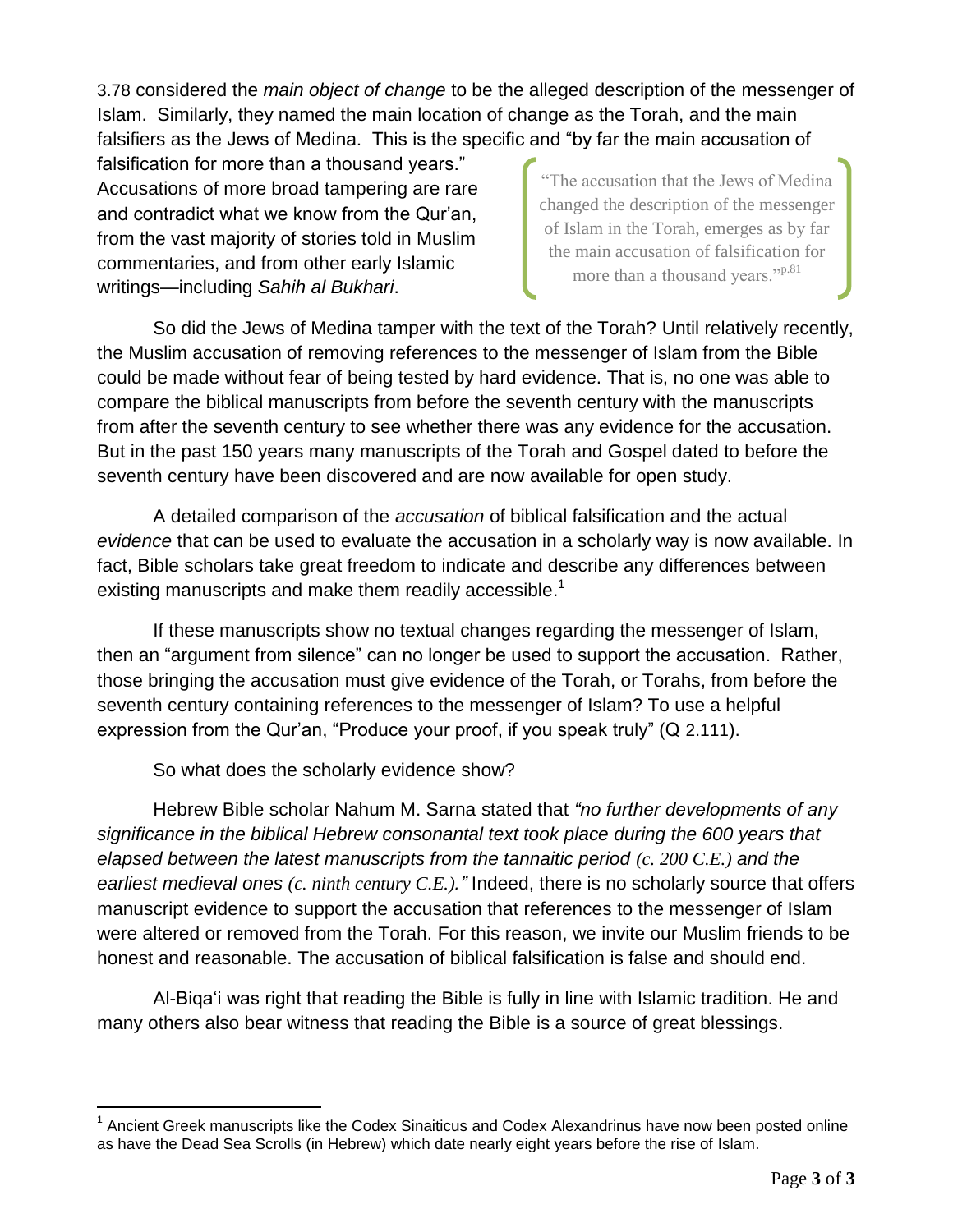3.78 considered the *main object of change* to be the alleged description of the messenger of Islam. Similarly, they named the main location of change as the Torah, and the main falsifiers as the Jews of Medina. This is the specific and "by far the main accusation of falsification for more than a thousand years." Accusations of more broad tampering are rare and contradict what we know from the Qur'an, from the vast majority of stories told in Muslim commentaries, and from other early Islamic writings—including *Sahih al Bukhari*.

> "The accusation that the Jews of Medina changed the description of the messenger of Islam in the Torah, emerges as by far the main accusation of falsification for more than a thousand years."[p.81]

So did the Jews of Medina tamper with the text of the Torah? Until relatively recently, the Muslim accusation of removing references to the messenger of Islam from the Bible could be made without fear of being tested by hard evidence. That is, no one was able to compare the biblical manuscripts from before the seventh century with the manuscripts from after the seventh century to see whether there was any evidence for the accusation. But in the past 150 years many manuscripts of the Torah and Gospel dated to before the seventh century have been discovered and are now available for open study.

A detailed comparison of the *accusation* of biblical falsification and the actual *evidence* that can be used to evaluate the accusation in a scholarly way is now available. In fact, Bible scholars take great freedom to indicate and describe any differences between existing manuscripts and make them readily accessible.[1]

If these manuscripts show no textual changes regarding the messenger of Islam, then an "argument from silence" can no longer be used to support the accusation. Rather, those bringing the accusation must give evidence of the Torah, or Torahs, from before the seventh century containing references to the messenger of Islam? To use a helpful expression from the Qur'an, "Produce your proof, if you speak truly" (Q 2.111).

So what does the scholarly evidence show?

Hebrew Bible scholar Nahum M. Sarna stated that *"no further developments of any significance in the biblical Hebrew consonantal text took place during the 600 years that elapsed between the latest manuscripts from the tannaitic period (c. 200 C.E.) and the earliest medieval ones (c. ninth century C.E.)."* Indeed, there is no scholarly source that offers manuscript evidence to support the accusation that references to the messenger of Islam were altered or removed from the Torah. For this reason, we invite our Muslim friends to be honest and reasonable. The accusation of biblical falsification is false and should end.

Al-Biqa'i was right that reading the Bible is fully in line with Islamic tradition. He and many others also bear witness that reading the Bible is a source of great blessings.

---

[1] Ancient Greek manuscripts like the Codex Sinaiticus and Codex Alexandrinus have now been posted online as have the Dead Sea Scrolls (in Hebrew) which date nearly eight years before the rise of Islam.